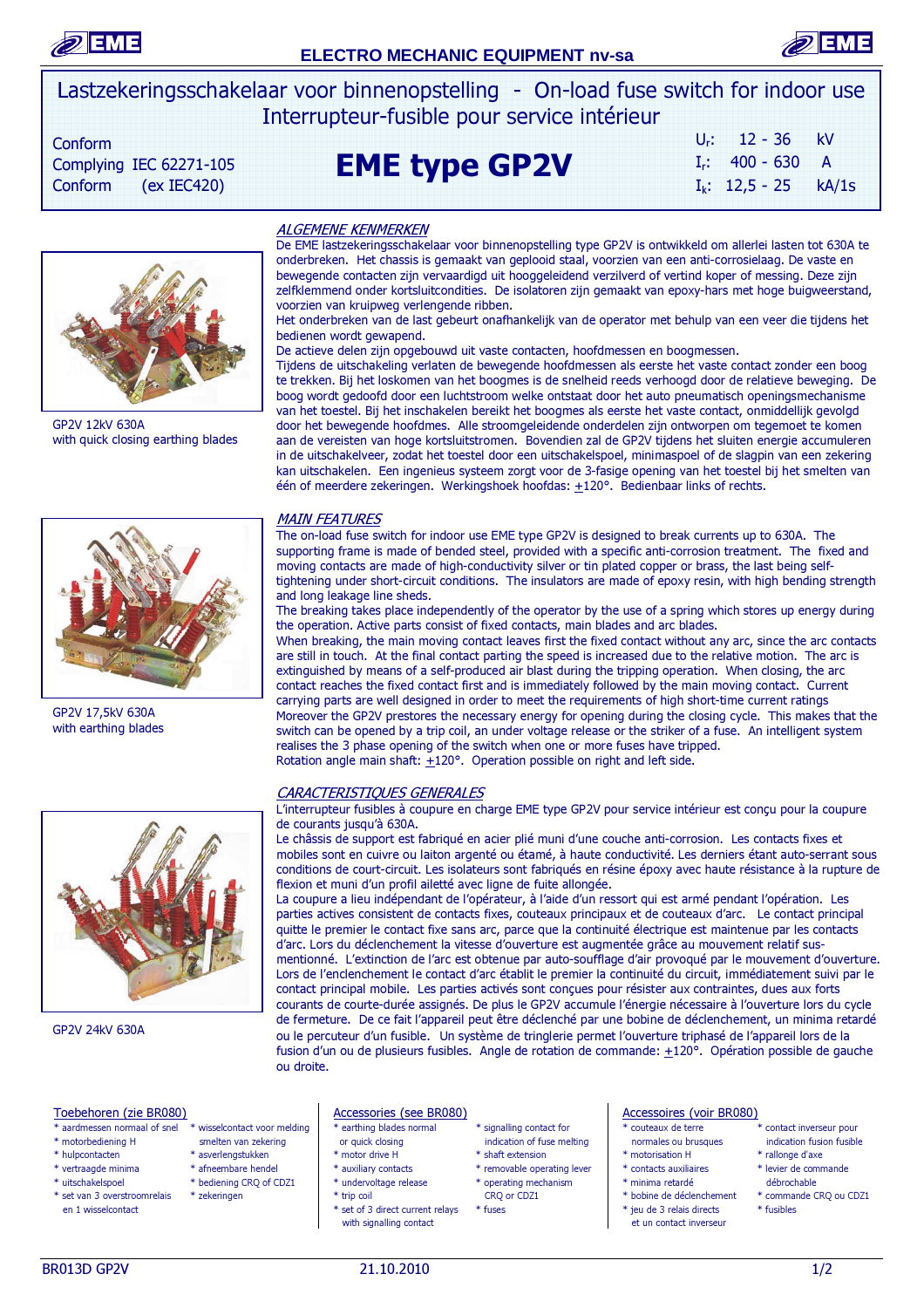# Lastzekeringsschakelaar voor binnenopstelling - On-load fuse switch for indoor use
## Interrupteur-fusible pour service intérieur

Conform
Complying IEC 62271-105
Conform (ex IEC420)

# EME type GP2V

$U_r$: 12 - 36 kV
$I_r$: 400 - 630 A
$I_k$: 12,5 - 25 kA/1s

GP2V 12kV 630A
with quick closing earthing blades

GP2V 17,5kV 630A
with earthing blades

GP2V 24kV 630A

### ALGEMENE KENMERKEN

De EME lastzekeringsschakelaar voor binnenopstelling type GP2V is ontwikkeld om allerlei lasten tot 630A te onderbreken. Het chassis is gemaakt van geplooid staal, voorzien van een anti-corrosielaag. De vaste en bewegende contacten zijn vervaardigd uit hooggeleidend verzilverd of vertind koper of messing. Deze zijn zelfklemmend onder kortsluitcondities. De isolatoren zijn gemaakt van epoxy-hars met hoge buigweerstand, voorzien van kruipweg verlengende ribben.
Het onderbreken van de last gebeurt onafhankelijk van de operator met behulp van een veer die tijdens het bedienen wordt gewapend.
De actieve delen zijn opgebouwd uit vaste contacten, hoofdmessen en boogmessen.
Tijdens de uitschakeling verlaten de bewegende hoofdmessen als eerste het vaste contact zonder een boog te trekken. Bij het loskomen van het boogmes is de snelheid reeds verhoogd door de relatieve beweging. De boog wordt gedoofd door een luchtstroom welke ontstaat door het auto pneumatisch openingsmechanisme van het toestel. Bij het inschakelen bereikt het boogmes als eerste het vaste contact, onmiddellijk gevolgd door het bewegende hoofdmes. Alle stroomgeleidende onderdelen zijn ontworpen om tegemoet te komen aan de vereisten van hoge kortsluitstromen. Bovendien zal de GP2V tijdens het sluiten energie accumuleren in de uitschakelveer, zodat het toestel door een uitschakelspoel, minimaspoel of de slagpin van een zekering kan uitschakelen. Een ingenieus systeem zorgt voor de 3-fasige opening van het toestel bij het smelten van één of meerdere zekeringen. Werkingshoek hoofdas: ±120°. Bedienbaar links of rechts.

### MAIN FEATURES

The on-load fuse switch for indoor use EME type GP2V is designed to break currents up to 630A. The supporting frame is made of bended steel, provided with a specific anti-corrosion treatment. The fixed and moving contacts are made of high-conductivity silver or tin plated copper or brass, the last being self-tightening under short-circuit conditions. The insulators are made of epoxy resin, with high bending strength and long leakage line sheds.
The breaking takes place independently of the operator by the use of a spring which stores up energy during the operation. Active parts consist of fixed contacts, main blades and arc blades.
When breaking, the main moving contact leaves first the fixed contact without any arc, since the arc contacts are still in touch. At the final contact parting the speed is increased due to the relative motion. The arc is extinguished by means of a self-produced air blast during the tripping operation. When closing, the arc contact reaches the fixed contact first and is immediately followed by the main moving contact. Current carrying parts are well designed in order to meet the requirements of high short-time current ratings
Moreover the GP2V prestores the necessary energy for opening during the closing cycle. This makes that the switch can be opened by a trip coil, an under voltage release or the striker of a fuse. An intelligent system realises the 3 phase opening of the switch when one or more fuses have tripped.
Rotation angle main shaft: ±120°. Operation possible on right and left side.

### CARACTERISTIQUES GENERALES

L'interrupteur fusibles à coupure en charge EME type GP2V pour service intérieur est conçu pour la coupure de courants jusqu'à 630A.
Le châssis de support est fabriqué en acier plié muni d'une couche anti-corrosion. Les contacts fixes et mobiles sont en cuivre ou laiton argenté ou étamé, à haute conductivité. Les derniers étant auto-serrant sous conditions de court-circuit. Les isolateurs sont fabriqués en résine époxy avec haute résistance à la rupture de flexion et muni d'un profil ailetté avec ligne de fuite allongée.
La coupure a lieu indépendant de l'opérateur, à l'aide d'un ressort qui est armé pendant l'opération. Les parties actives consistent de contacts fixes, couteaux principaux et de couteaux d'arc. Le contact principal quitte le premier le contact fixe sans arc, parce que la continuité électrique est maintenue par les contacts d'arc. Lors du déclenchement la vitesse d'ouverture est augmentée grâce au mouvement relatif sus-mentionné. L'extinction de l'arc est obtenue par auto-soufflage d'air provoqué par le mouvement d'ouverture. Lors de l'enclenchement le contact d'arc établit le premier la continuité du circuit, immédiatement suivi par le contact principal mobile. Les parties activés sont conçues pour résister aux contraintes, dues aux forts courants de courte-durée assignés. De plus le GP2V accumule l'énergie nécessaire à l'ouverture lors du cycle de fermeture. De ce fait l'appareil peut être déclenché par une bobine de déclenchement, un minima retardé ou le percuteur d'un fusible. Un système de tringlerie permet l'ouverture triphasé de l'appareil lors de la fusion d'un ou de plusieurs fusibles. Angle de rotation de commande: ±120°. Opération possible de gauche ou droite.

#### Toebehoren (zie BR080)

* aardmessen normaal of snel
* motorbediening H
* hulpcontacten
* vertraagde minima
* uitschakelspoel
* set van 3 overstroomrelais en 1 wisselcontact
* wisselcontact voor melding smelten van zekering
* asverlengstukken
* afneembare hendel
* bediening CRQ of CDZ1
* zekeringen

#### Accessories (see BR080)

* earthing blades normal or quick closing
* motor drive H
* auxiliary contacts
* undervoltage release
* trip coil
* set of 3 direct current relays with signalling contact
* signalling contact for indication of fuse melting
* shaft extension
* removable operating lever
* operating mechanism CRQ or CDZ1
* fuses

#### Accessoires (voir BR080)

* couteaux de terre normales ou brusques
* motorisation H
* contacts auxiliaires
* minima retardé
* bobine de déclenchement
* jeu de 3 relais directs et un contact inverseur
* contact inverseur pour indication fusion fusible
* rallonge d'axe
* levier de commande débrochable
* commande CRQ ou CDZ1
* fusibles

BR013D GP2V 21.10.2010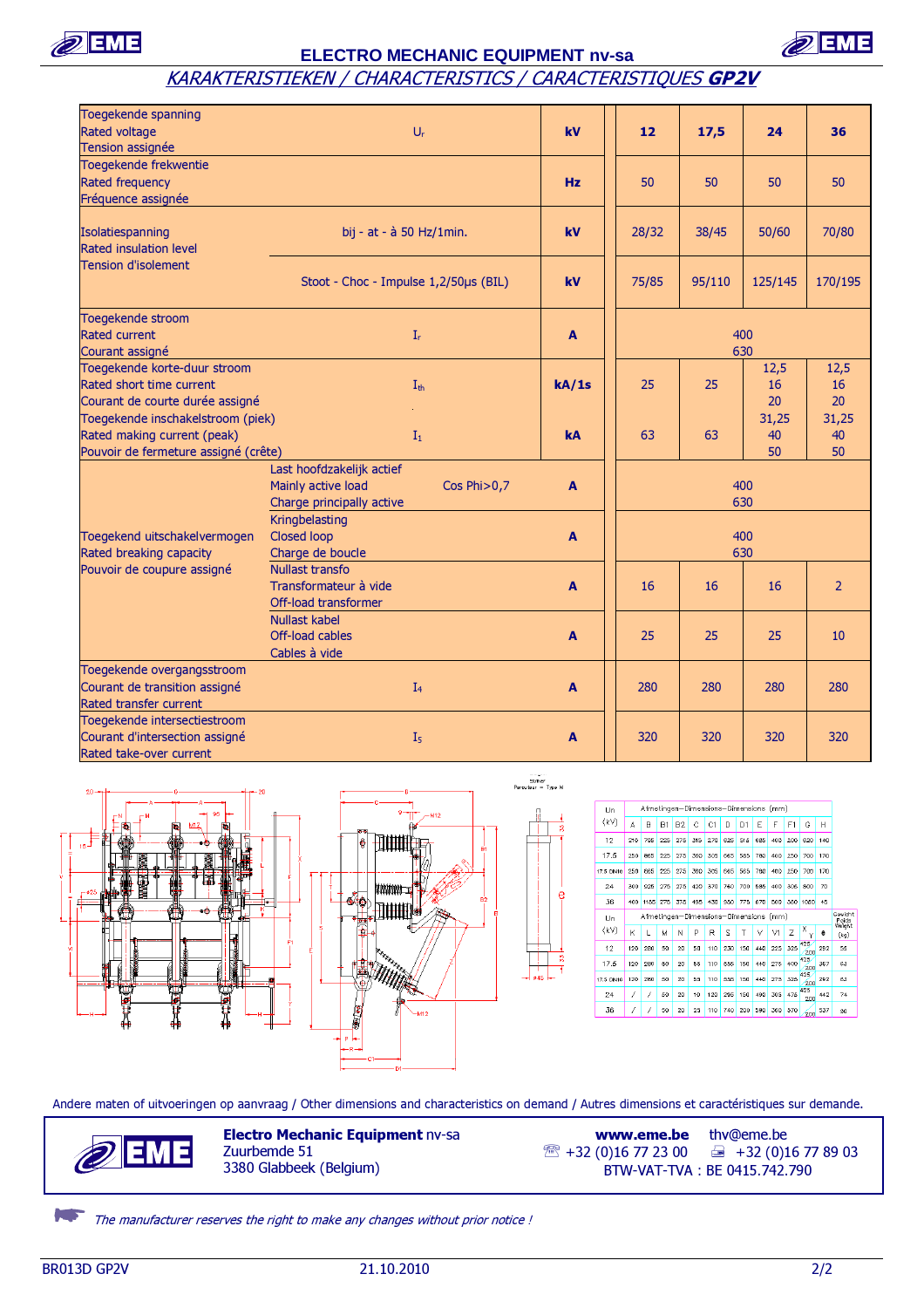## KARAKTERISTIEKEN / CHARACTERISTICS / CARACTERISTIQUES GP2V

| | | | | | | |
|---|---|---|---|---|---|---|
| Toegekende spanning<br>Rated voltage<br>Tension assignée | $U_r$ | **kV** | **12** | **17,5** | **24** | **36** |
| Toegekende frekwentie<br>Rated frequency<br>Fréquence assignée | | **Hz** | 50 | 50 | 50 | 50 |
| Isolatiespanning<br>Rated insulation level<br>Tension d'isolement | bij - at - à 50 Hz/1min. | **kV** | 28/32 | 38/45 | 50/60 | 70/80 |
| | Stoot - Choc - Impulse 1,2/50µs (BIL) | **kV** | 75/85 | 95/110 | 125/145 | 170/195 |
| Toegekende stroom<br>Rated current<br>Courant assigné | $I_r$ | **A** | 400<br>630 | | | |
| Toegekende korte-duur stroom<br>Rated short time current<br>Courant de courte durée assigné | $I_{th}$ | **kA/1s** | 25 | 25 | 12,5<br>16<br>20 | 12,5<br>16<br>20 |
| Toegekende inschakelstroom (piek)<br>Rated making current (peak)<br>Pouvoir de fermeture assigné (crête) | $I_1$ | **kA** | 63 | 63 | 31,25<br>40<br>50 | 31,25<br>40<br>50 |
| Toegekend uitschakelvermogen<br>Rated breaking capacity<br>Pouvoir de coupure assigné | Last hoofdzakelijk actief<br>Mainly active load — Cos Phi>0,7<br>Charge principally active | **A** | 400<br>630 | | | |
| | Kringbelasting<br>Closed loop<br>Charge de boucle | **A** | 400<br>630 | | | |
| | Nullast transfo<br>Transformateur à vide<br>Off-load transformer | **A** | 16 | 16 | 16 | 2 |
| | Nullast kabel<br>Off-load cables<br>Cables à vide | **A** | 25 | 25 | 25 | 10 |
| Toegekende overgangsstroom<br>Courant de transition assigné<br>Rated transfer current | $I_4$ | **A** | 280 | 280 | 280 | 280 |
| Toegekende intersectiestroom<br>Courant d'intersection assigné<br>Rated take-over current | $I_5$ | **A** | 320 | 320 | 320 | 320 |

| Un (kV) | A | B | B1 | B2 | C | C1 | D | D1 | E | F | F1 | G | H |
|---|---|---|---|---|---|---|---|---|---|---|---|---|---|
| 12 | 210 | 795 | 225 | 275 | 315 | 275 | 625 | 516 | 685 | 400 | 200 | 620 | 140 |
| 17.5 | 250 | 865 | 225 | 275 | 380 | 305 | 665 | 565 | 780 | 400 | 250 | 700 | 170 |
| 17.5 DIN10 | 250 | 865 | 225 | 275 | 380 | 305 | 665 | 565 | 780 | 400 | 250 | 700 | 170 |
| 24 | 300 | 925 | 275 | 275 | 420 | 370 | 760 | 700 | 885 | 400 | 305 | 800 | 70 |
| 36 | 400 | 1155 | 275 | 375 | 495 | 430 | 860 | 775 | 675 | 500 | 380 | 1060 | 45 |

| Un (kV) | K | L | M | N | P | R | S | T | V | V1 | Z | Y | ⌀ | Gewicht Poids Weight (kg) |
|---|---|---|---|---|---|---|---|---|---|---|---|---|---|---|
| 12 | 120 | 280 | 50 | 20 | 58 | 110 | 230 | 150 | 440 | 225 | 325 | 425 | 292 | 56 |
| 17.5 | 120 | 280 | 50 | 20 | 55 | 110 | 585 | 150 | 445 | 275 | 400 | 425 | 367 | 63 |
| 17.5 DIN10 | 120 | 280 | 50 | 20 | 55 | 110 | 505 | 150 | 440 | 275 | 325 | 425 | 292 | 63 |
| 24 | / | / | 50 | 20 | 10 | 120 | 295 | 150 | 490 | 305 | 475 | 425 | 442 | 74 |
| 36 | / | / | 50 | 20 | 25 | 110 | 740 | 200 | 590 | 360 | 570 | 200 | 537 | 86 |

Andere maten of uitvoeringen op aanvraag / Other dimensions and characteristics on demand / Autres dimensions et caractéristiques sur demande.

**Electro Mechanic Equipment** nv-sa
Zuurbemde 51
3380 Glabbeek (Belgium)

**www.eme.be** thv@eme.be
☎ +32 (0)16 77 23 00 ☐ +32 (0)16 77 89 03
BTW-VAT-TVA : BE 0415.742.790

*The manufacturer reserves the right to make any changes without prior notice !*